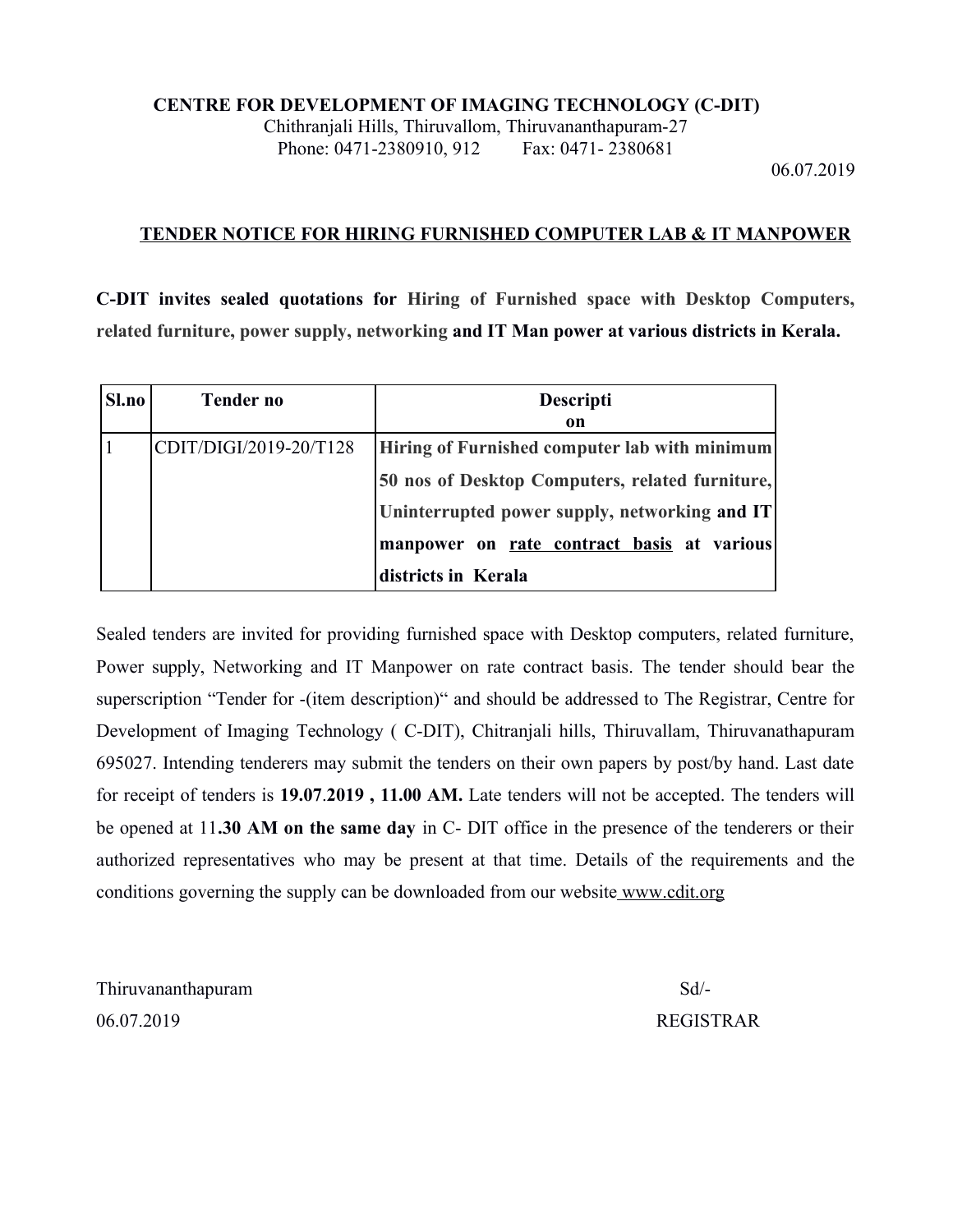**CENTRE FOR DEVELOPMENT OF IMAGING TECHNOLOGY (C-DIT)**

Chithranjali Hills, Thiruvallom, Thiruvananthapuram-27

Phone: 0471-2380910, 912 Fax: 0471- 2380681

06.07.2019

## TENDER NOTICE FOR HIRING FURNISHED COMPUTER LAB & IT MANPOWER

**C-DIT invites sealed quotations for Hiring of Furnished space with Desktop Computers, related furniture, power supply, networking and IT Man power at various districts in Kerala.**

| Sl.no | Tender no | Description |
|---|---|---|
| 1 | CDIT/DIGI/2019-20/T128 | **Hiring of Furnished computer lab with minimum 50 nos of Desktop Computers, related furniture, Uninterrupted power supply, networking and IT manpower on rate contract basis at various districts in Kerala** |

Sealed tenders are invited for providing furnished space with Desktop computers, related furniture, Power supply, Networking and IT Manpower on rate contract basis. The tender should bear the superscription "Tender for -(item description)" and should be addressed to The Registrar, Centre for Development of Imaging Technology ( C-DIT), Chitranjali hills, Thiruvallam, Thiruvanathapuram 695027. Intending tenderers may submit the tenders on their own papers by post/by hand. Last date for receipt of tenders is **19.07.2019 , 11.00 AM.** Late tenders will not be accepted. The tenders will be opened at 11**.30 AM on the same day** in C- DIT office in the presence of the tenderers or their authorized representatives who may be present at that time. Details of the requirements and the conditions governing the supply can be downloaded from our website www.cdit.org

Thiruvananthapuram

06.07.2019

Sd/-

REGISTRAR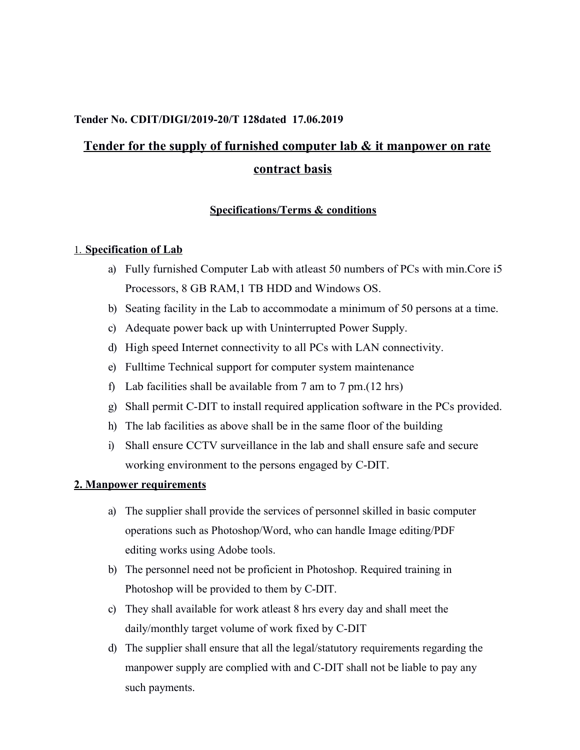**Tender No. CDIT/DIGI/2019-20/T 128dated 17.06.2019**

# Tender for the supply of furnished computer lab & it manpower on rate contract basis

## Specifications/Terms & conditions

1. **Specification of Lab**

   a) Fully furnished Computer Lab with atleast 50 numbers of PCs with min.Core i5 Processors, 8 GB RAM,1 TB HDD and Windows OS.

   b) Seating facility in the Lab to accommodate a minimum of 50 persons at a time.

   c) Adequate power back up with Uninterrupted Power Supply.

   d) High speed Internet connectivity to all PCs with LAN connectivity.

   e) Fulltime Technical support for computer system maintenance

   f) Lab facilities shall be available from 7 am to 7 pm.(12 hrs)

   g) Shall permit C-DIT to install required application software in the PCs provided.

   h) The lab facilities as above shall be in the same floor of the building

   i) Shall ensure CCTV surveillance in the lab and shall ensure safe and secure working environment to the persons engaged by C-DIT.

**2. Manpower requirements**

   a) The supplier shall provide the services of personnel skilled in basic computer operations such as Photoshop/Word, who can handle Image editing/PDF editing works using Adobe tools.

   b) The personnel need not be proficient in Photoshop. Required training in Photoshop will be provided to them by C-DIT.

   c) They shall available for work atleast 8 hrs every day and shall meet the daily/monthly target volume of work fixed by C-DIT

   d) The supplier shall ensure that all the legal/statutory requirements regarding the manpower supply are complied with and C-DIT shall not be liable to pay any such payments.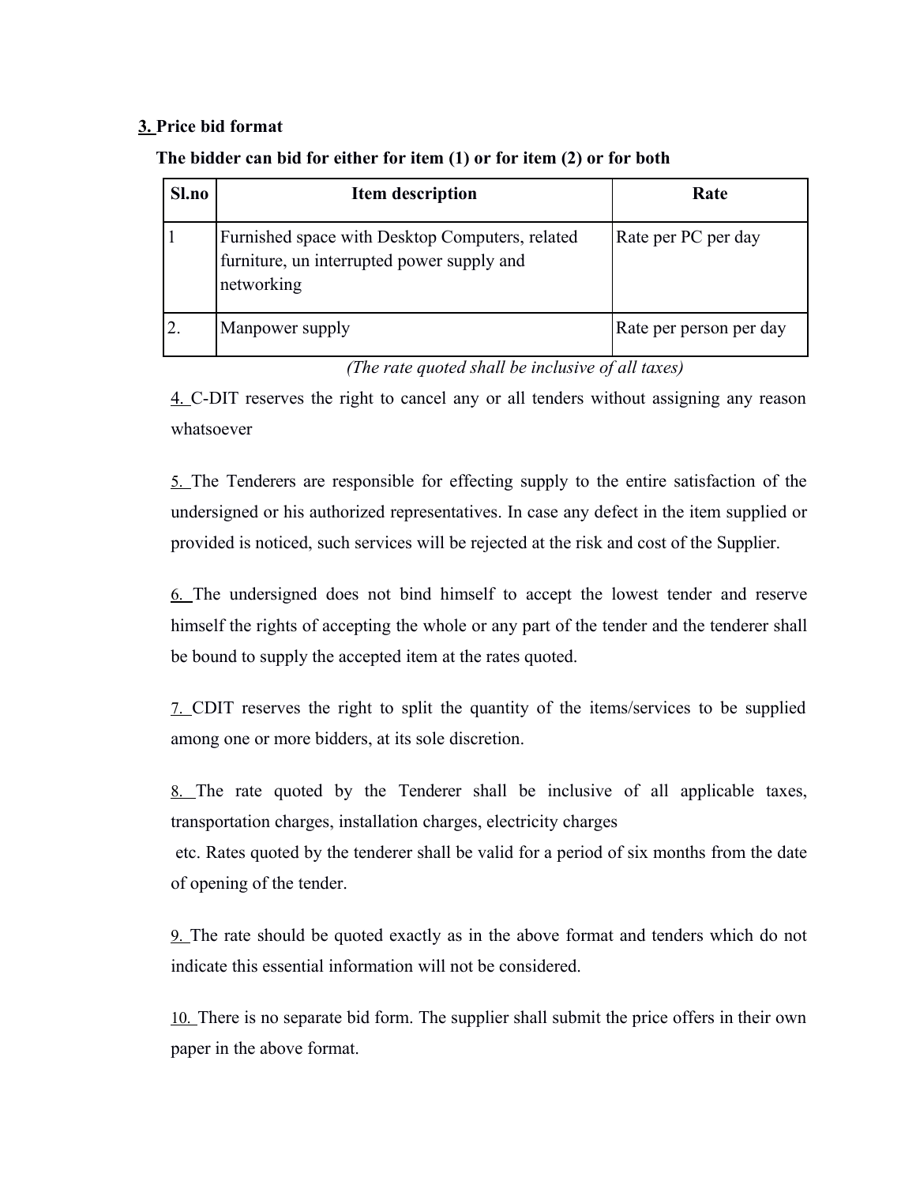**3. Price bid format**

**The bidder can bid for either for item (1) or for item (2) or for both**

| Sl.no | Item description | Rate |
|---|---|---|
| 1 | Furnished space with Desktop Computers, related furniture, un interrupted power supply and networking | Rate per PC per day |
| 2. | Manpower supply | Rate per person per day |

*(The rate quoted shall be inclusive of all taxes)*

4. C-DIT reserves the right to cancel any or all tenders without assigning any reason whatsoever

5. The Tenderers are responsible for effecting supply to the entire satisfaction of the undersigned or his authorized representatives. In case any defect in the item supplied or provided is noticed, such services will be rejected at the risk and cost of the Supplier.

6. The undersigned does not bind himself to accept the lowest tender and reserve himself the rights of accepting the whole or any part of the tender and the tenderer shall be bound to supply the accepted item at the rates quoted.

7. CDIT reserves the right to split the quantity of the items/services to be supplied among one or more bidders, at its sole discretion.

8. The rate quoted by the Tenderer shall be inclusive of all applicable taxes, transportation charges, installation charges, electricity charges etc. Rates quoted by the tenderer shall be valid for a period of six months from the date of opening of the tender.

9. The rate should be quoted exactly as in the above format and tenders which do not indicate this essential information will not be considered.

10. There is no separate bid form. The supplier shall submit the price offers in their own paper in the above format.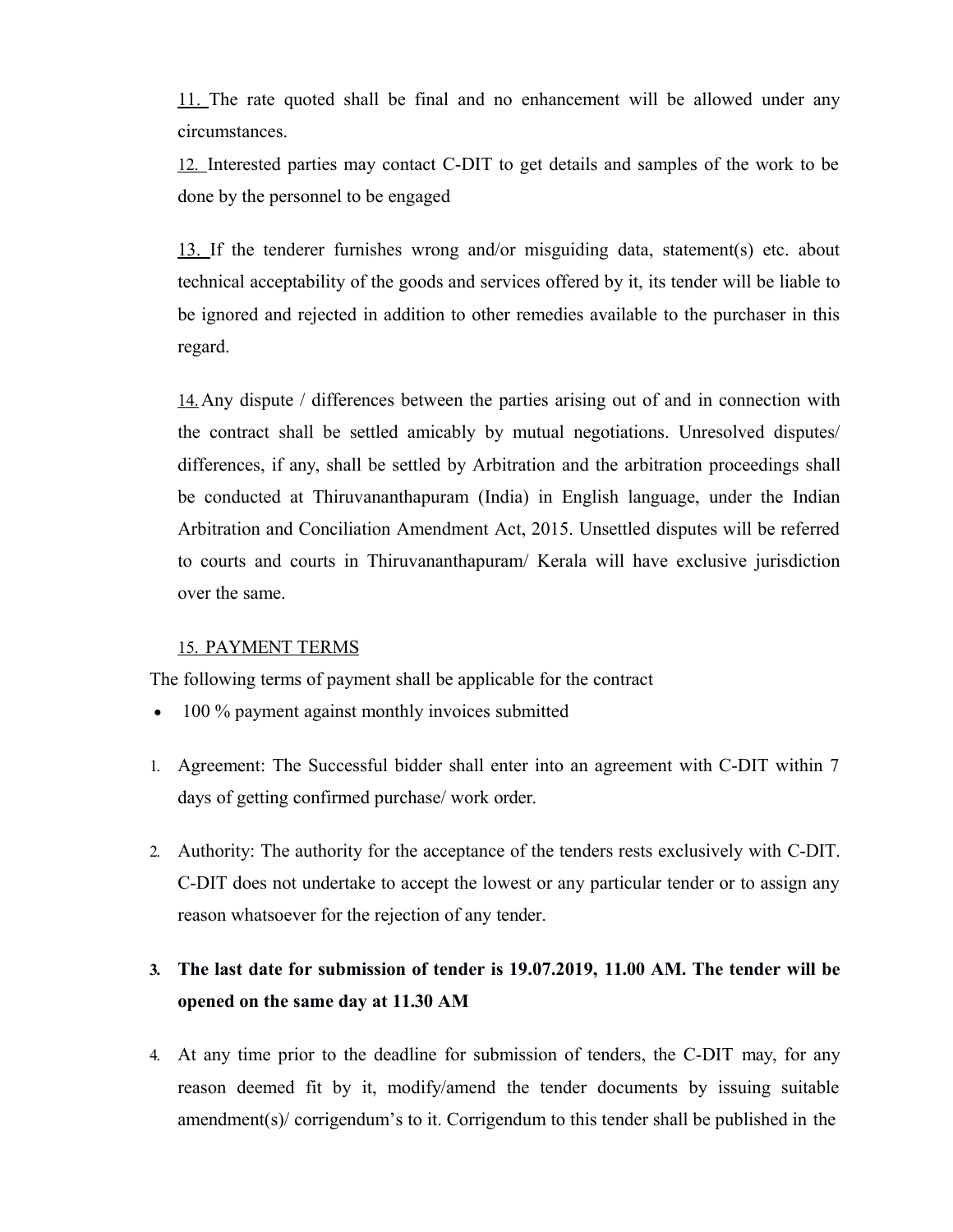11. The rate quoted shall be final and no enhancement will be allowed under any circumstances.

12. Interested parties may contact C-DIT to get details and samples of the work to be done by the personnel to be engaged

13. If the tenderer furnishes wrong and/or misguiding data, statement(s) etc. about technical acceptability of the goods and services offered by it, its tender will be liable to be ignored and rejected in addition to other remedies available to the purchaser in this regard.

14. Any dispute / differences between the parties arising out of and in connection with the contract shall be settled amicably by mutual negotiations. Unresolved disputes/ differences, if any, shall be settled by Arbitration and the arbitration proceedings shall be conducted at Thiruvananthapuram (India) in English language, under the Indian Arbitration and Conciliation Amendment Act, 2015. Unsettled disputes will be referred to courts and courts in Thiruvananthapuram/ Kerala will have exclusive jurisdiction over the same.

15. PAYMENT TERMS

The following terms of payment shall be applicable for the contract

- 100 % payment against monthly invoices submitted

1. Agreement: The Successful bidder shall enter into an agreement with C-DIT within 7 days of getting confirmed purchase/ work order.

2. Authority: The authority for the acceptance of the tenders rests exclusively with C-DIT. C-DIT does not undertake to accept the lowest or any particular tender or to assign any reason whatsoever for the rejection of any tender.

3. **The last date for submission of tender is 19.07.2019, 11.00 AM. The tender will be opened on the same day at 11.30 AM**

4. At any time prior to the deadline for submission of tenders, the C-DIT may, for any reason deemed fit by it, modify/amend the tender documents by issuing suitable amendment(s)/ corrigendum's to it. Corrigendum to this tender shall be published in the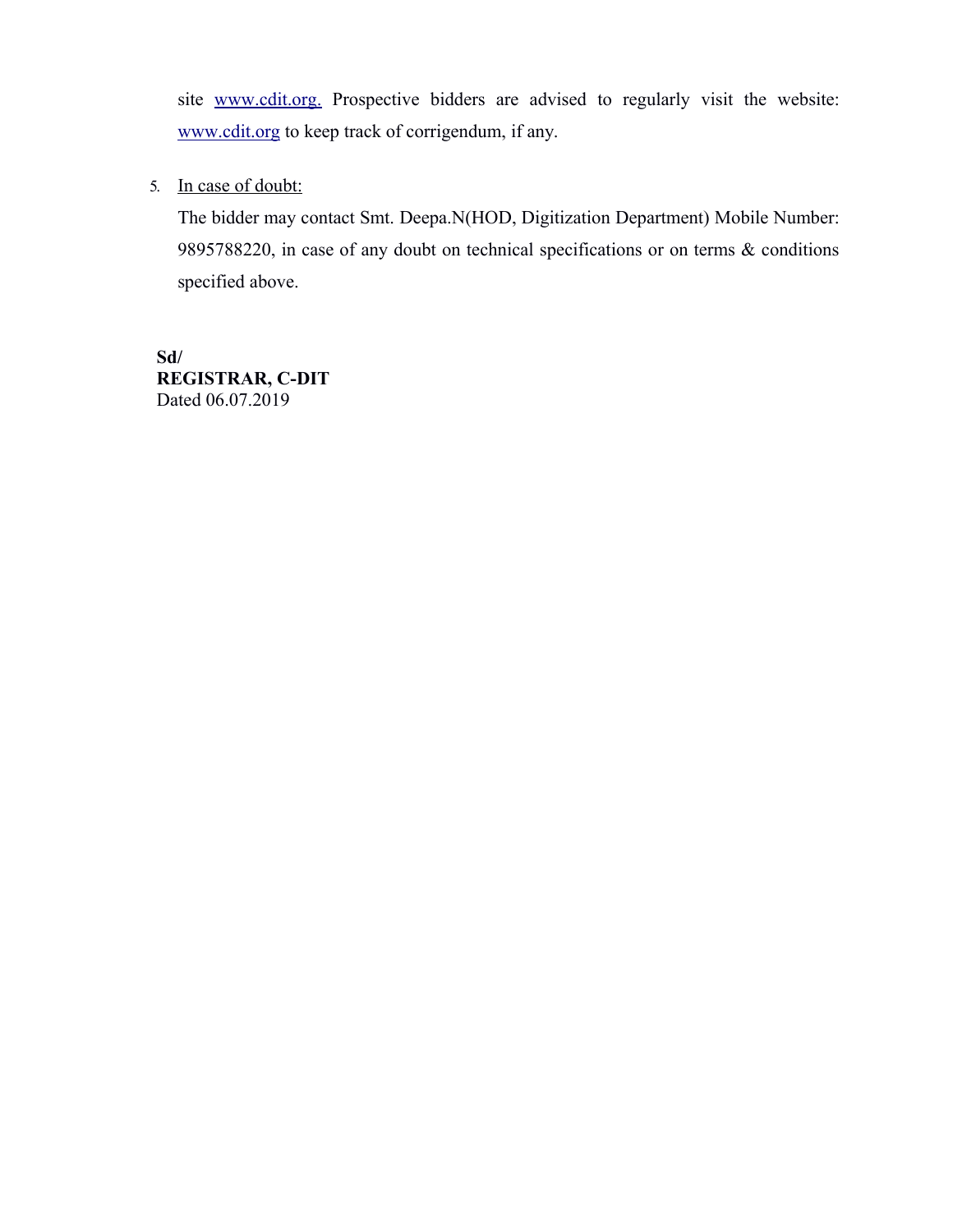site www.cdit.org. Prospective bidders are advised to regularly visit the website: www.cdit.org to keep track of corrigendum, if any.

5. In case of doubt:

   The bidder may contact Smt. Deepa.N(HOD, Digitization Department) Mobile Number: 9895788220, in case of any doubt on technical specifications or on terms & conditions specified above.

**Sd/**
**REGISTRAR, C-DIT**
Dated 06.07.2019